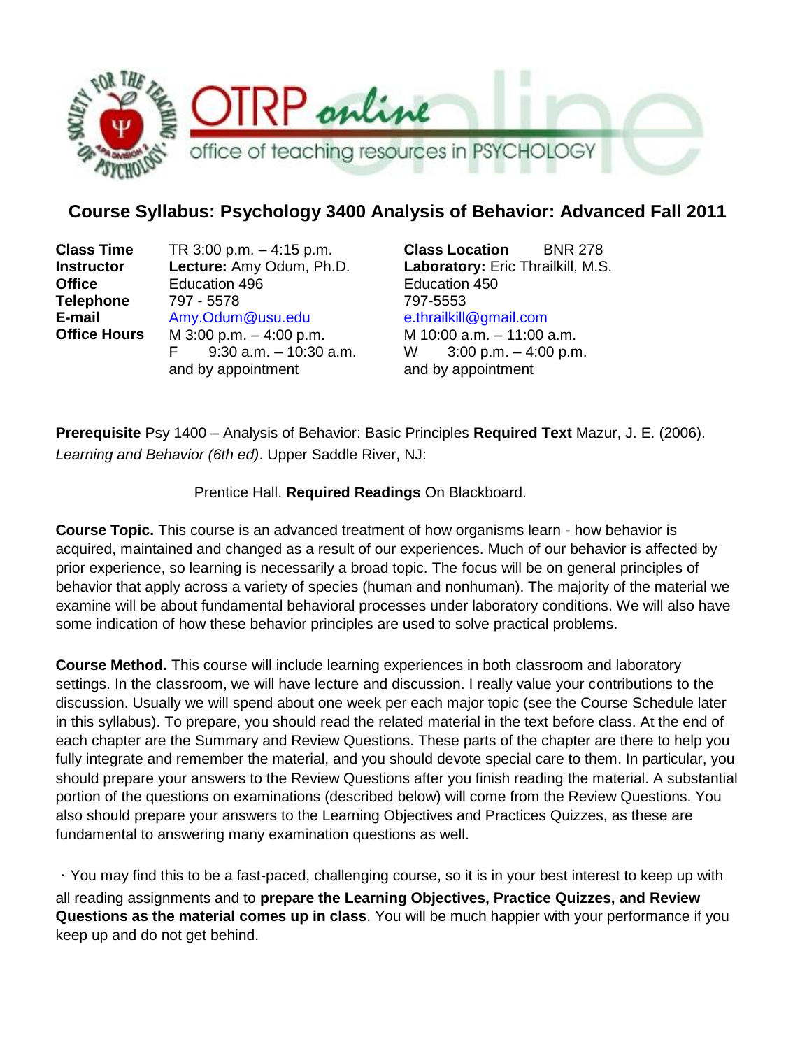# Course Syllabus: Psychology 3400 Analysis of Behavior: Advanced Fall 2011

| | | | |
|---|---|---|---|
| **Class Time** | TR 3:00 p.m. – 4:15 p.m. | **Class Location** | BNR 278 |
| **Instructor** | **Lecture:** Amy Odum, Ph.D. | | **Laboratory:** Eric Thrailkill, M.S. |
| **Office** | Education 496 | | Education 450 |
| **Telephone** | 797 - 5578 | | 797-5553 |
| **E-mail** | Amy.Odum@usu.edu | | e.thrailkill@gmail.com |
| **Office Hours** | M 3:00 p.m. – 4:00 p.m.<br>F 9:30 a.m. – 10:30 a.m.<br>and by appointment | | M 10:00 a.m. – 11:00 a.m.<br>W 3:00 p.m. – 4:00 p.m.<br>and by appointment |

**Prerequisite** Psy 1400 – Analysis of Behavior: Basic Principles **Required Text** Mazur, J. E. (2006). *Learning and Behavior (6th ed)*. Upper Saddle River, NJ:

Prentice Hall. **Required Readings** On Blackboard.

**Course Topic.** This course is an advanced treatment of how organisms learn - how behavior is acquired, maintained and changed as a result of our experiences. Much of our behavior is affected by prior experience, so learning is necessarily a broad topic. The focus will be on general principles of behavior that apply across a variety of species (human and nonhuman). The majority of the material we examine will be about fundamental behavioral processes under laboratory conditions. We will also have some indication of how these behavior principles are used to solve practical problems.

**Course Method.** This course will include learning experiences in both classroom and laboratory settings. In the classroom, we will have lecture and discussion. I really value your contributions to the discussion. Usually we will spend about one week per each major topic (see the Course Schedule later in this syllabus). To prepare, you should read the related material in the text before class. At the end of each chapter are the Summary and Review Questions. These parts of the chapter are there to help you fully integrate and remember the material, and you should devote special care to them. In particular, you should prepare your answers to the Review Questions after you finish reading the material. A substantial portion of the questions on examinations (described below) will come from the Review Questions. You also should prepare your answers to the Learning Objectives and Practices Quizzes, as these are fundamental to answering many examination questions as well.

- You may find this to be a fast-paced, challenging course, so it is in your best interest to keep up with all reading assignments and to **prepare the Learning Objectives, Practice Quizzes, and Review Questions as the material comes up in class**. You will be much happier with your performance if you keep up and do not get behind.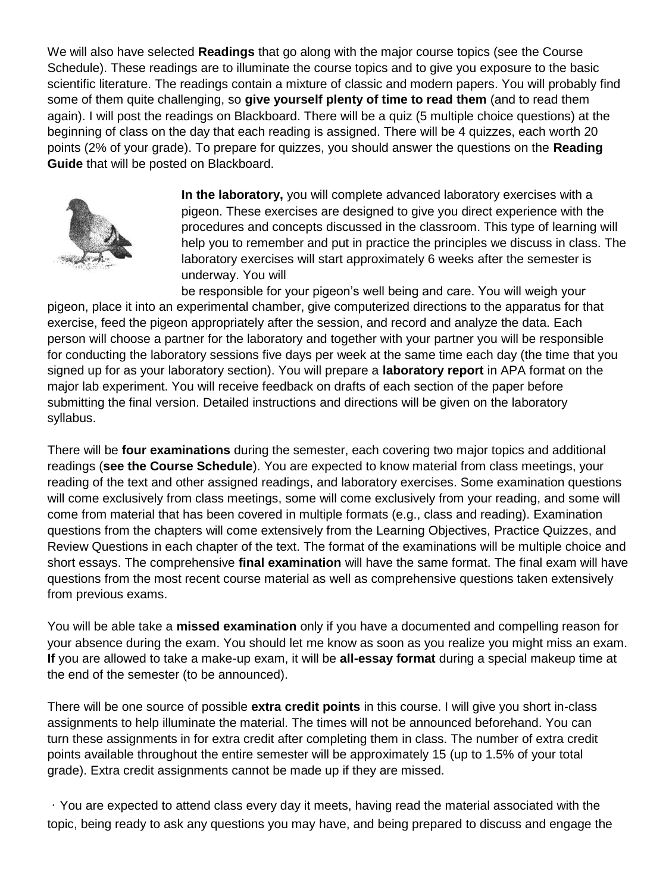We will also have selected **Readings** that go along with the major course topics (see the Course Schedule). These readings are to illuminate the course topics and to give you exposure to the basic scientific literature. The readings contain a mixture of classic and modern papers. You will probably find some of them quite challenging, so **give yourself plenty of time to read them** (and to read them again). I will post the readings on Blackboard. There will be a quiz (5 multiple choice questions) at the beginning of class on the day that each reading is assigned. There will be 4 quizzes, each worth 20 points (2% of your grade). To prepare for quizzes, you should answer the questions on the **Reading Guide** that will be posted on Blackboard.

**In the laboratory,** you will complete advanced laboratory exercises with a pigeon. These exercises are designed to give you direct experience with the procedures and concepts discussed in the classroom. This type of learning will help you to remember and put in practice the principles we discuss in class. The laboratory exercises will start approximately 6 weeks after the semester is underway. You will be responsible for your pigeon's well being and care. You will weigh your pigeon, place it into an experimental chamber, give computerized directions to the apparatus for that exercise, feed the pigeon appropriately after the session, and record and analyze the data. Each person will choose a partner for the laboratory and together with your partner you will be responsible for conducting the laboratory sessions five days per week at the same time each day (the time that you signed up for as your laboratory section). You will prepare a **laboratory report** in APA format on the major lab experiment. You will receive feedback on drafts of each section of the paper before submitting the final version. Detailed instructions and directions will be given on the laboratory syllabus.

There will be **four examinations** during the semester, each covering two major topics and additional readings (**see the Course Schedule**). You are expected to know material from class meetings, your reading of the text and other assigned readings, and laboratory exercises. Some examination questions will come exclusively from class meetings, some will come exclusively from your reading, and some will come from material that has been covered in multiple formats (e.g., class and reading). Examination questions from the chapters will come extensively from the Learning Objectives, Practice Quizzes, and Review Questions in each chapter of the text. The format of the examinations will be multiple choice and short essays. The comprehensive **final examination** will have the same format. The final exam will have questions from the most recent course material as well as comprehensive questions taken extensively from previous exams.

You will be able take a **missed examination** only if you have a documented and compelling reason for your absence during the exam. You should let me know as soon as you realize you might miss an exam. **If** you are allowed to take a make-up exam, it will be **all-essay format** during a special makeup time at the end of the semester (to be announced).

There will be one source of possible **extra credit points** in this course. I will give you short in-class assignments to help illuminate the material. The times will not be announced beforehand. You can turn these assignments in for extra credit after completing them in class. The number of extra credit points available throughout the entire semester will be approximately 15 (up to 1.5% of your total grade). Extra credit assignments cannot be made up if they are missed.

· You are expected to attend class every day it meets, having read the material associated with the topic, being ready to ask any questions you may have, and being prepared to discuss and engage the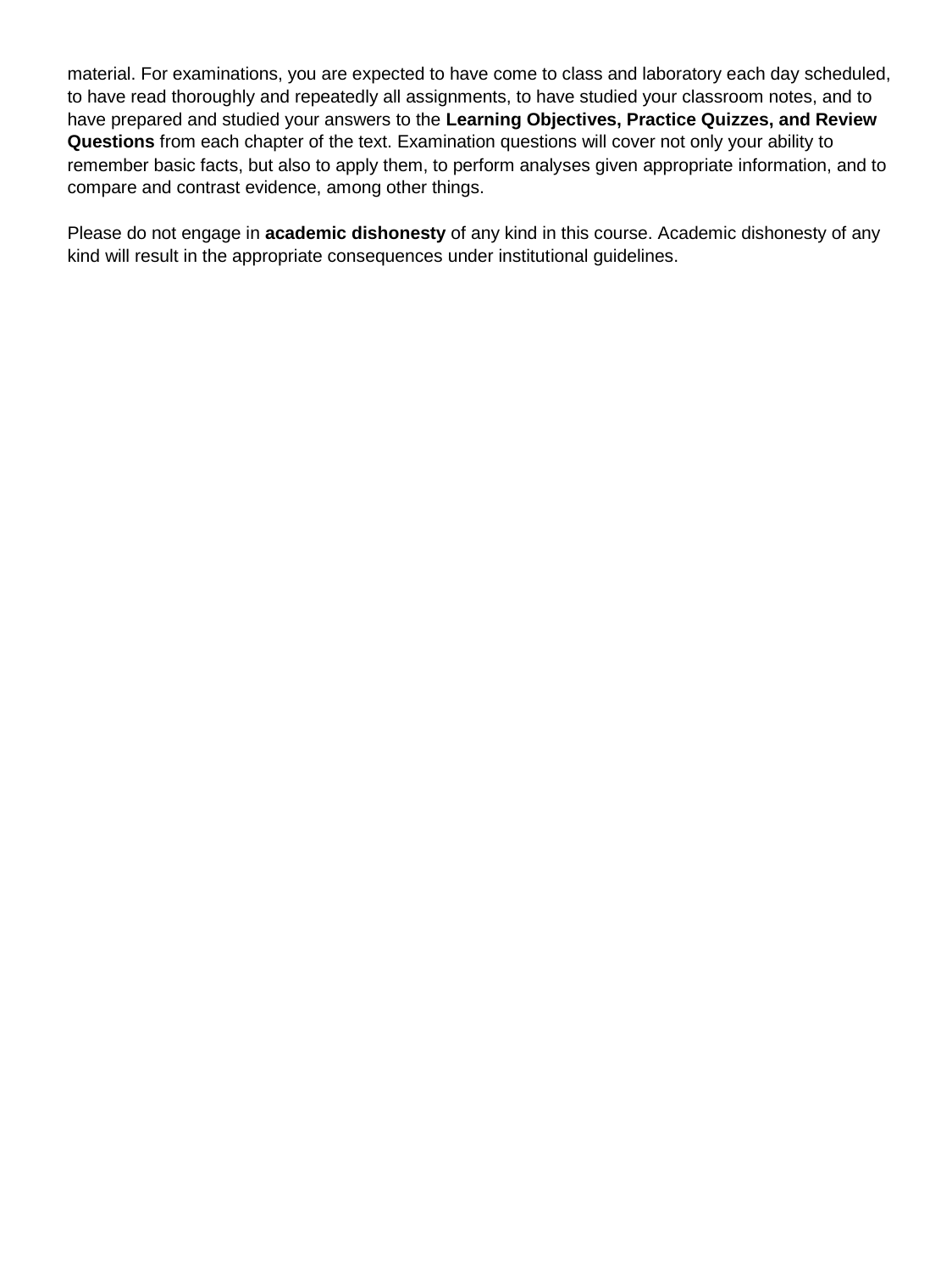material. For examinations, you are expected to have come to class and laboratory each day scheduled, to have read thoroughly and repeatedly all assignments, to have studied your classroom notes, and to have prepared and studied your answers to the **Learning Objectives, Practice Quizzes, and Review Questions** from each chapter of the text. Examination questions will cover not only your ability to remember basic facts, but also to apply them, to perform analyses given appropriate information, and to compare and contrast evidence, among other things.

Please do not engage in **academic dishonesty** of any kind in this course. Academic dishonesty of any kind will result in the appropriate consequences under institutional guidelines.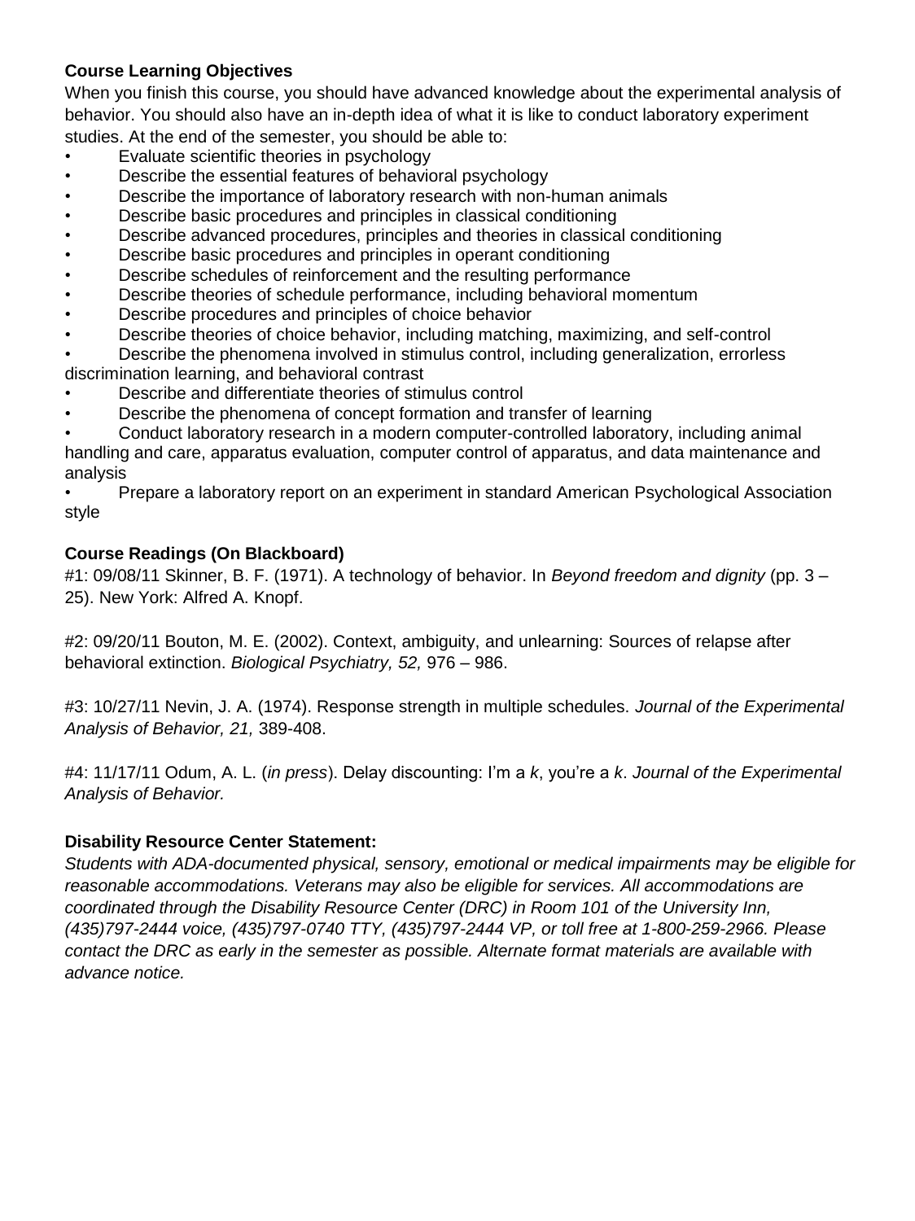**Course Learning Objectives**

When you finish this course, you should have advanced knowledge about the experimental analysis of behavior. You should also have an in-depth idea of what it is like to conduct laboratory experiment studies. At the end of the semester, you should be able to:

- Evaluate scientific theories in psychology
- Describe the essential features of behavioral psychology
- Describe the importance of laboratory research with non-human animals
- Describe basic procedures and principles in classical conditioning
- Describe advanced procedures, principles and theories in classical conditioning
- Describe basic procedures and principles in operant conditioning
- Describe schedules of reinforcement and the resulting performance
- Describe theories of schedule performance, including behavioral momentum
- Describe procedures and principles of choice behavior
- Describe theories of choice behavior, including matching, maximizing, and self-control
- Describe the phenomena involved in stimulus control, including generalization, errorless discrimination learning, and behavioral contrast
- Describe and differentiate theories of stimulus control
- Describe the phenomena of concept formation and transfer of learning
- Conduct laboratory research in a modern computer-controlled laboratory, including animal handling and care, apparatus evaluation, computer control of apparatus, and data maintenance and analysis
- Prepare a laboratory report on an experiment in standard American Psychological Association style

**Course Readings (On Blackboard)**

#1: 09/08/11 Skinner, B. F. (1971). A technology of behavior. In *Beyond freedom and dignity* (pp. 3 – 25). New York: Alfred A. Knopf.

#2: 09/20/11 Bouton, M. E. (2002). Context, ambiguity, and unlearning: Sources of relapse after behavioral extinction. *Biological Psychiatry, 52,* 976 – 986.

#3: 10/27/11 Nevin, J. A. (1974). Response strength in multiple schedules. *Journal of the Experimental Analysis of Behavior, 21,* 389-408.

#4: 11/17/11 Odum, A. L. (*in press*). Delay discounting: I'm a *k*, you're a *k*. *Journal of the Experimental Analysis of Behavior.*

**Disability Resource Center Statement:**

*Students with ADA-documented physical, sensory, emotional or medical impairments may be eligible for reasonable accommodations. Veterans may also be eligible for services. All accommodations are coordinated through the Disability Resource Center (DRC) in Room 101 of the University Inn, (435)797-2444 voice, (435)797-0740 TTY, (435)797-2444 VP, or toll free at 1-800-259-2966. Please contact the DRC as early in the semester as possible. Alternate format materials are available with advance notice.*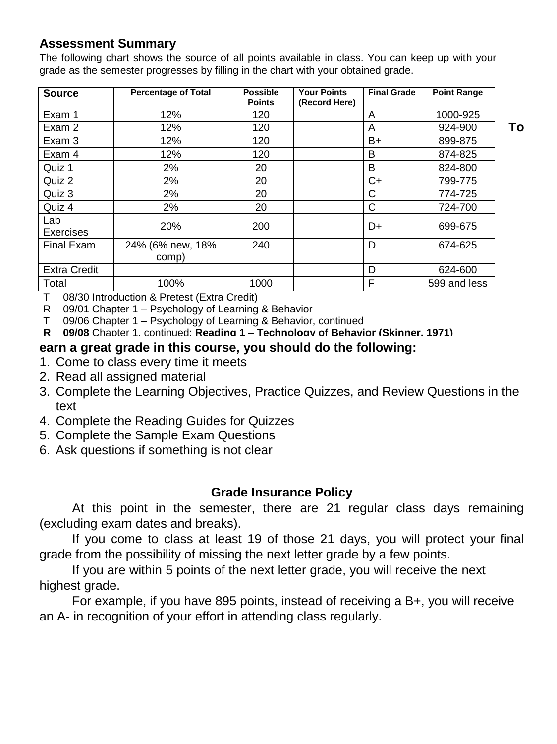## Assessment Summary

The following chart shows the source of all points available in class. You can keep up with your grade as the semester progresses by filling in the chart with your obtained grade.

| Source | Percentage of Total | Possible Points | Your Points (Record Here) | Final Grade | Point Range |
|---|---|---|---|---|---|
| Exam 1 | 12% | 120 | | A | 1000-925 |
| Exam 2 | 12% | 120 | | A | 924-900 |
| Exam 3 | 12% | 120 | | B+ | 899-875 |
| Exam 4 | 12% | 120 | | B | 874-825 |
| Quiz 1 | 2% | 20 | | B | 824-800 |
| Quiz 2 | 2% | 20 | | C+ | 799-775 |
| Quiz 3 | 2% | 20 | | C | 774-725 |
| Quiz 4 | 2% | 20 | | C | 724-700 |
| Lab Exercises | 20% | 200 | | D+ | 699-675 |
| Final Exam | 24% (6% new, 18% comp) | 240 | | D | 674-625 |
| Extra Credit | | | | D | 624-600 |
| Total | 100% | 1000 | | F | 599 and less |

T 08/30 Introduction & Pretest (Extra Credit)
R 09/01 Chapter 1 – Psychology of Learning & Behavior
T 09/06 Chapter 1 – Psychology of Learning & Behavior, continued
**R 09/08** Chapter 1, continued; **Reading 1 – Technology of Behavior (Skinner, 1971)**

**To earn a great grade in this course, you should do the following:**

1. Come to class every time it meets
2. Read all assigned material
3. Complete the Learning Objectives, Practice Quizzes, and Review Questions in the text
4. Complete the Reading Guides for Quizzes
5. Complete the Sample Exam Questions
6. Ask questions if something is not clear

### Grade Insurance Policy

At this point in the semester, there are 21 regular class days remaining (excluding exam dates and breaks).

If you come to class at least 19 of those 21 days, you will protect your final grade from the possibility of missing the next letter grade by a few points.

If you are within 5 points of the next letter grade, you will receive the next highest grade.

For example, if you have 895 points, instead of receiving a B+, you will receive an A- in recognition of your effort in attending class regularly.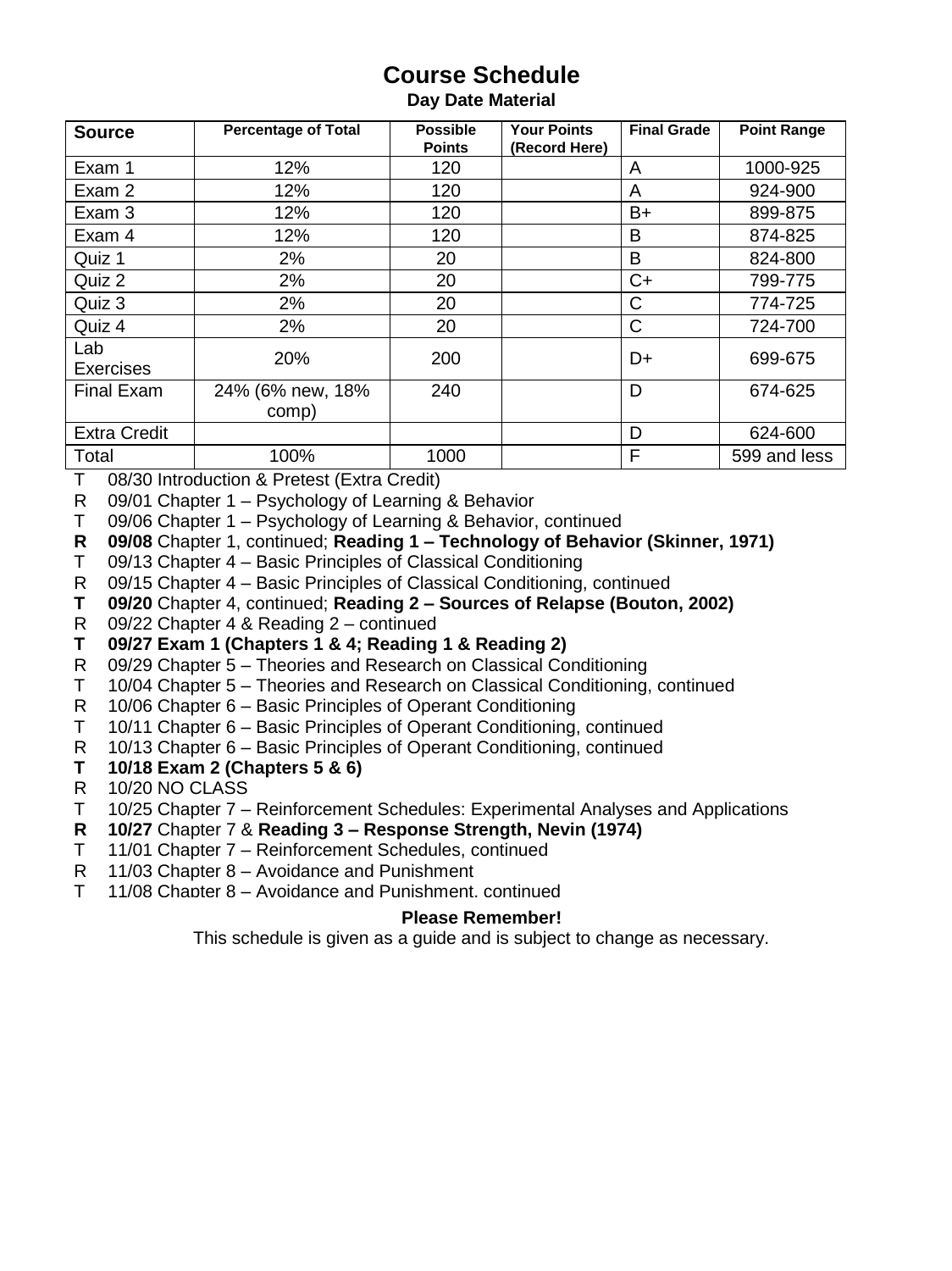## Course Schedule

**Day Date Material**

| Source | Percentage of Total | Possible Points | Your Points (Record Here) | Final Grade | Point Range |
|---|---|---|---|---|---|
| Exam 1 | 12% | 120 | | A | 1000-925 |
| Exam 2 | 12% | 120 | | A | 924-900 |
| Exam 3 | 12% | 120 | | B+ | 899-875 |
| Exam 4 | 12% | 120 | | B | 874-825 |
| Quiz 1 | 2% | 20 | | B | 824-800 |
| Quiz 2 | 2% | 20 | | C+ | 799-775 |
| Quiz 3 | 2% | 20 | | C | 774-725 |
| Quiz 4 | 2% | 20 | | C | 724-700 |
| Lab Exercises | 20% | 200 | | D+ | 699-675 |
| Final Exam | 24% (6% new, 18% comp) | 240 | | D | 674-625 |
| Extra Credit | | | | D | 624-600 |
| Total | 100% | 1000 | | F | 599 and less |

T 08/30 Introduction & Pretest (Extra Credit)
R 09/01 Chapter 1 – Psychology of Learning & Behavior
T 09/06 Chapter 1 – Psychology of Learning & Behavior, continued
**R 09/08** Chapter 1, continued; **Reading 1 – Technology of Behavior (Skinner, 1971)**
T 09/13 Chapter 4 – Basic Principles of Classical Conditioning
R 09/15 Chapter 4 – Basic Principles of Classical Conditioning, continued
**T 09/20** Chapter 4, continued; **Reading 2 – Sources of Relapse (Bouton, 2002)**
R 09/22 Chapter 4 & Reading 2 – continued
**T 09/27 Exam 1 (Chapters 1 & 4; Reading 1 & Reading 2)**
R 09/29 Chapter 5 – Theories and Research on Classical Conditioning
T 10/04 Chapter 5 – Theories and Research on Classical Conditioning, continued
R 10/06 Chapter 6 – Basic Principles of Operant Conditioning
T 10/11 Chapter 6 – Basic Principles of Operant Conditioning, continued
R 10/13 Chapter 6 – Basic Principles of Operant Conditioning, continued
**T 10/18 Exam 2 (Chapters 5 & 6)**
R 10/20 NO CLASS
T 10/25 Chapter 7 – Reinforcement Schedules: Experimental Analyses and Applications
**R 10/27** Chapter 7 & **Reading 3 – Response Strength, Nevin (1974)**
T 11/01 Chapter 7 – Reinforcement Schedules, continued
R 11/03 Chapter 8 – Avoidance and Punishment
T 11/08 Chapter 8 – Avoidance and Punishment, continued

**Please Remember!**

This schedule is given as a guide and is subject to change as necessary.